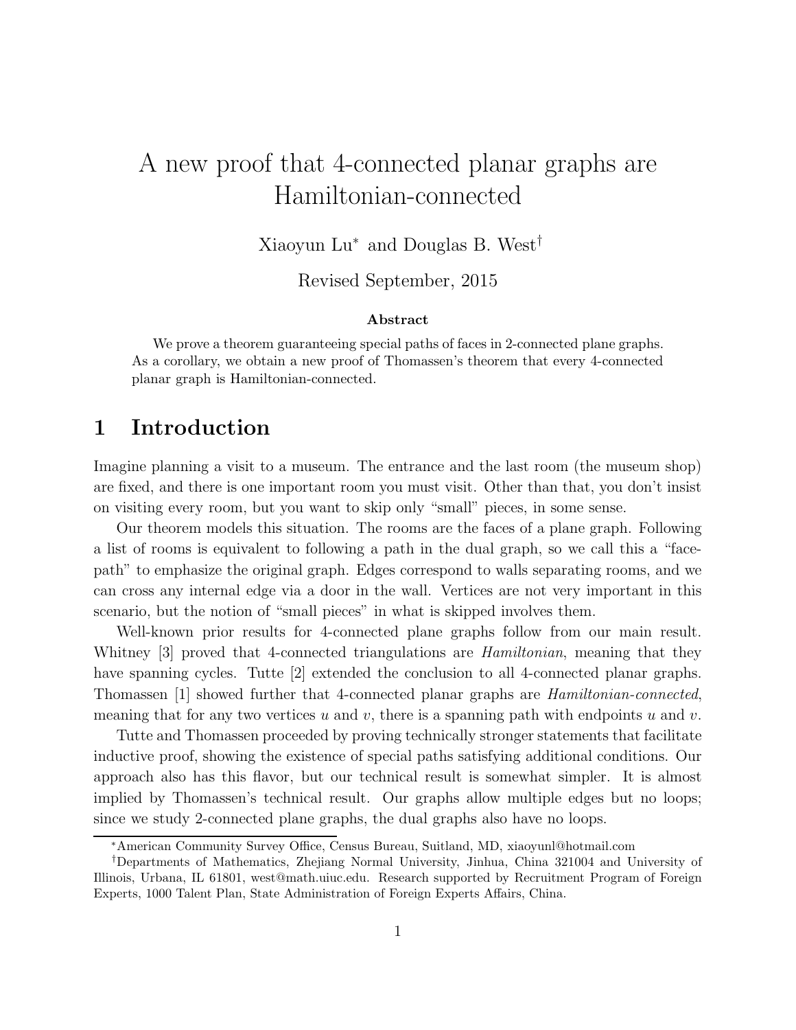# A new proof that 4-connected planar graphs are Hamiltonian-connected

Xiaoyun Lu[*] and Douglas B. West[†]

Revised September, 2015

### Abstract

We prove a theorem guaranteeing special paths of faces in 2-connected plane graphs. As a corollary, we obtain a new proof of Thomassen's theorem that every 4-connected planar graph is Hamiltonian-connected.

## 1 Introduction

Imagine planning a visit to a museum. The entrance and the last room (the museum shop) are fixed, and there is one important room you must visit. Other than that, you don't insist on visiting every room, but you want to skip only "small" pieces, in some sense.

Our theorem models this situation. The rooms are the faces of a plane graph. Following a list of rooms is equivalent to following a path in the dual graph, so we call this a "face-path" to emphasize the original graph. Edges correspond to walls separating rooms, and we can cross any internal edge via a door in the wall. Vertices are not very important in this scenario, but the notion of "small pieces" in what is skipped involves them.

Well-known prior results for 4-connected plane graphs follow from our main result. Whitney [3] proved that 4-connected triangulations are *Hamiltonian*, meaning that they have spanning cycles. Tutte [2] extended the conclusion to all 4-connected planar graphs. Thomassen [1] showed further that 4-connected planar graphs are *Hamiltonian-connected*, meaning that for any two vertices $u$ and $v$, there is a spanning path with endpoints $u$ and $v$.

Tutte and Thomassen proceeded by proving technically stronger statements that facilitate inductive proof, showing the existence of special paths satisfying additional conditions. Our approach also has this flavor, but our technical result is somewhat simpler. It is almost implied by Thomassen's technical result. Our graphs allow multiple edges but no loops; since we study 2-connected plane graphs, the dual graphs also have no loops.

---

[*]American Community Survey Office, Census Bureau, Suitland, MD, xiaoyunl@hotmail.com

[†]Departments of Mathematics, Zhejiang Normal University, Jinhua, China 321004 and University of Illinois, Urbana, IL 61801, west@math.uiuc.edu. Research supported by Recruitment Program of Foreign Experts, 1000 Talent Plan, State Administration of Foreign Experts Affairs, China.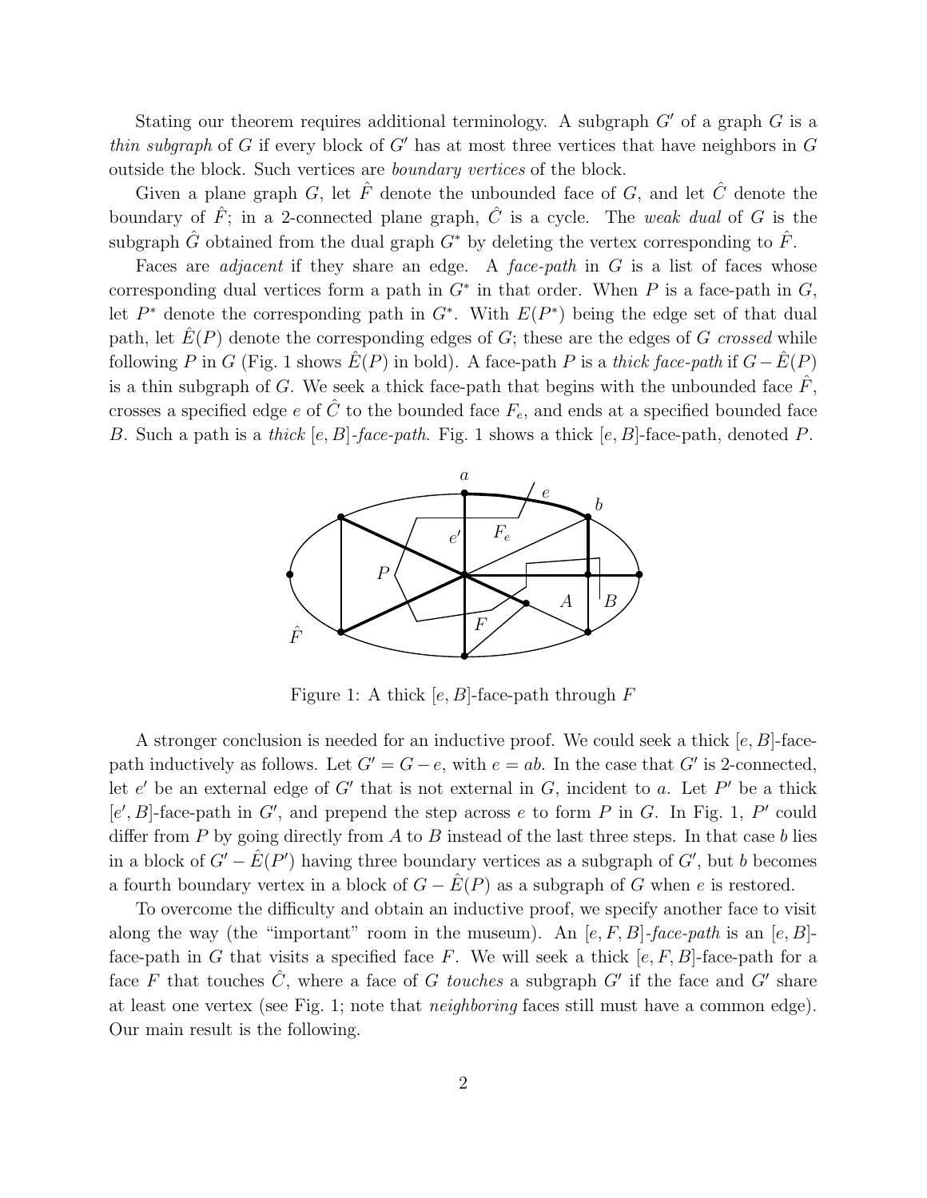Stating our theorem requires additional terminology. A subgraph $G'$ of a graph $G$ is a *thin subgraph* of $G$ if every block of $G'$ has at most three vertices that have neighbors in $G$ outside the block. Such vertices are *boundary vertices* of the block.

Given a plane graph $G$, let $\hat{F}$ denote the unbounded face of $G$, and let $\hat{C}$ denote the boundary of $\hat{F}$; in a 2-connected plane graph, $\hat{C}$ is a cycle. The *weak dual* of $G$ is the subgraph $\hat{G}$ obtained from the dual graph $G^*$ by deleting the vertex corresponding to $\hat{F}$.

Faces are *adjacent* if they share an edge. A *face-path* in $G$ is a list of faces whose corresponding dual vertices form a path in $G^*$ in that order. When $P$ is a face-path in $G$, let $P^*$ denote the corresponding path in $G^*$. With $E(P^*)$ being the edge set of that dual path, let $\hat{E}(P)$ denote the corresponding edges of $G$; these are the edges of $G$ *crossed* while following $P$ in $G$ (Fig. 1 shows $\hat{E}(P)$ in bold). A face-path $P$ is a *thick face-path* if $G - \hat{E}(P)$ is a thin subgraph of $G$. We seek a thick face-path that begins with the unbounded face $\hat{F}$, crosses a specified edge $e$ of $\hat{C}$ to the bounded face $F_e$, and ends at a specified bounded face $B$. Such a path is a *thick* $[e, B]$-*face-path*. Fig. 1 shows a thick $[e, B]$-face-path, denoted $P$.

Figure 1: A thick $[e, B]$-face-path through $F$

A stronger conclusion is needed for an inductive proof. We could seek a thick $[e, B]$-face-path inductively as follows. Let $G' = G - e$, with $e = ab$. In the case that $G'$ is 2-connected, let $e'$ be an external edge of $G'$ that is not external in $G$, incident to $a$. Let $P'$ be a thick $[e', B]$-face-path in $G'$, and prepend the step across $e$ to form $P$ in $G$. In Fig. 1, $P'$ could differ from $P$ by going directly from $A$ to $B$ instead of the last three steps. In that case $b$ lies in a block of $G' - \hat{E}(P')$ having three boundary vertices as a subgraph of $G'$, but $b$ becomes a fourth boundary vertex in a block of $G - \hat{E}(P)$ as a subgraph of $G$ when $e$ is restored.

To overcome the difficulty and obtain an inductive proof, we specify another face to visit along the way (the "important" room in the museum). An $[e, F, B]$-*face-path* is an $[e, B]$-face-path in $G$ that visits a specified face $F$. We will seek a thick $[e, F, B]$-face-path for a face $F$ that touches $\hat{C}$, where a face of $G$ *touches* a subgraph $G'$ if the face and $G'$ share at least one vertex (see Fig. 1; note that *neighboring* faces still must have a common edge). Our main result is the following.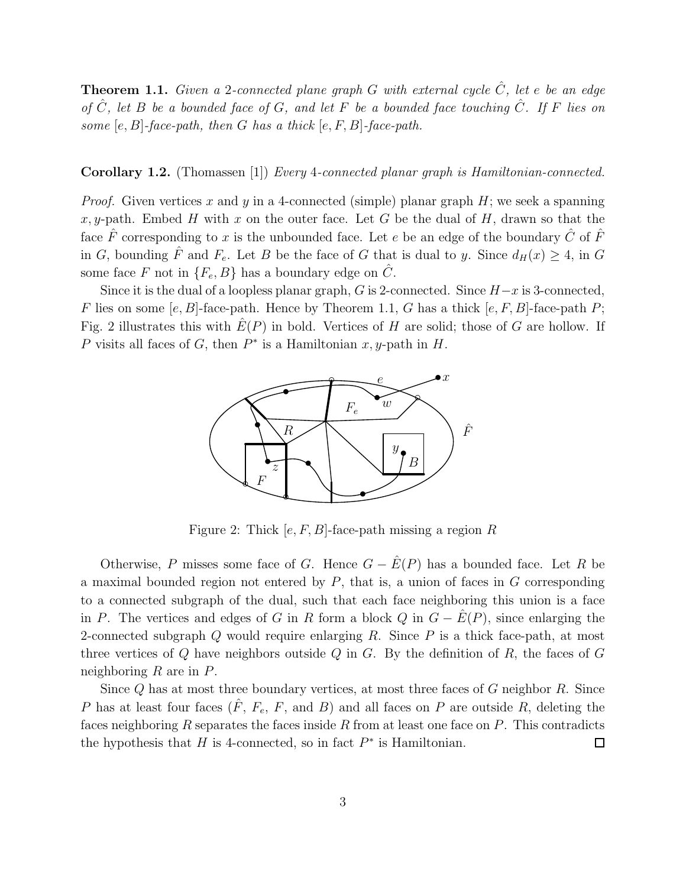**Theorem 1.1.** *Given a 2-connected plane graph $G$ with external cycle $\hat{C}$, let $e$ be an edge of $\hat{C}$, let $B$ be a bounded face of $G$, and let $F$ be a bounded face touching $\hat{C}$. If $F$ lies on some $[e, B]$-face-path, then $G$ has a thick $[e, F, B]$-face-path.*

**Corollary 1.2.** (Thomassen [1]) *Every 4-connected planar graph is Hamiltonian-connected.*

*Proof.* Given vertices $x$ and $y$ in a 4-connected (simple) planar graph $H$; we seek a spanning $x, y$-path. Embed $H$ with $x$ on the outer face. Let $G$ be the dual of $H$, drawn so that the face $\hat{F}$ corresponding to $x$ is the unbounded face. Let $e$ be an edge of the boundary $\hat{C}$ of $\hat{F}$ in $G$, bounding $\hat{F}$ and $F_e$. Let $B$ be the face of $G$ that is dual to $y$. Since $d_H(x) \geq 4$, in $G$ some face $F$ not in $\{F_e, B\}$ has a boundary edge on $\hat{C}$.

Since it is the dual of a loopless planar graph, $G$ is 2-connected. Since $H - x$ is 3-connected, $F$ lies on some $[e, B]$-face-path. Hence by Theorem 1.1, $G$ has a thick $[e, F, B]$-face-path $P$; Fig. 2 illustrates this with $\hat{E}(P)$ in bold. Vertices of $H$ are solid; those of $G$ are hollow. If $P$ visits all faces of $G$, then $P^*$ is a Hamiltonian $x, y$-path in $H$.

Figure 2: Thick $[e, F, B]$-face-path missing a region $R$

Otherwise, $P$ misses some face of $G$. Hence $G - \hat{E}(P)$ has a bounded face. Let $R$ be a maximal bounded region not entered by $P$, that is, a union of faces in $G$ corresponding to a connected subgraph of the dual, such that each face neighboring this union is a face in $P$. The vertices and edges of $G$ in $R$ form a block $Q$ in $G - \hat{E}(P)$, since enlarging the 2-connected subgraph $Q$ would require enlarging $R$. Since $P$ is a thick face-path, at most three vertices of $Q$ have neighbors outside $Q$ in $G$. By the definition of $R$, the faces of $G$ neighboring $R$ are in $P$.

Since $Q$ has at most three boundary vertices, at most three faces of $G$ neighbor $R$. Since $P$ has at least four faces ($\hat{F}$, $F_e$, $F$, and $B$) and all faces on $P$ are outside $R$, deleting the faces neighboring $R$ separates the faces inside $R$ from at least one face on $P$. This contradicts the hypothesis that $H$ is 4-connected, so in fact $P^*$ is Hamiltonian. $\square$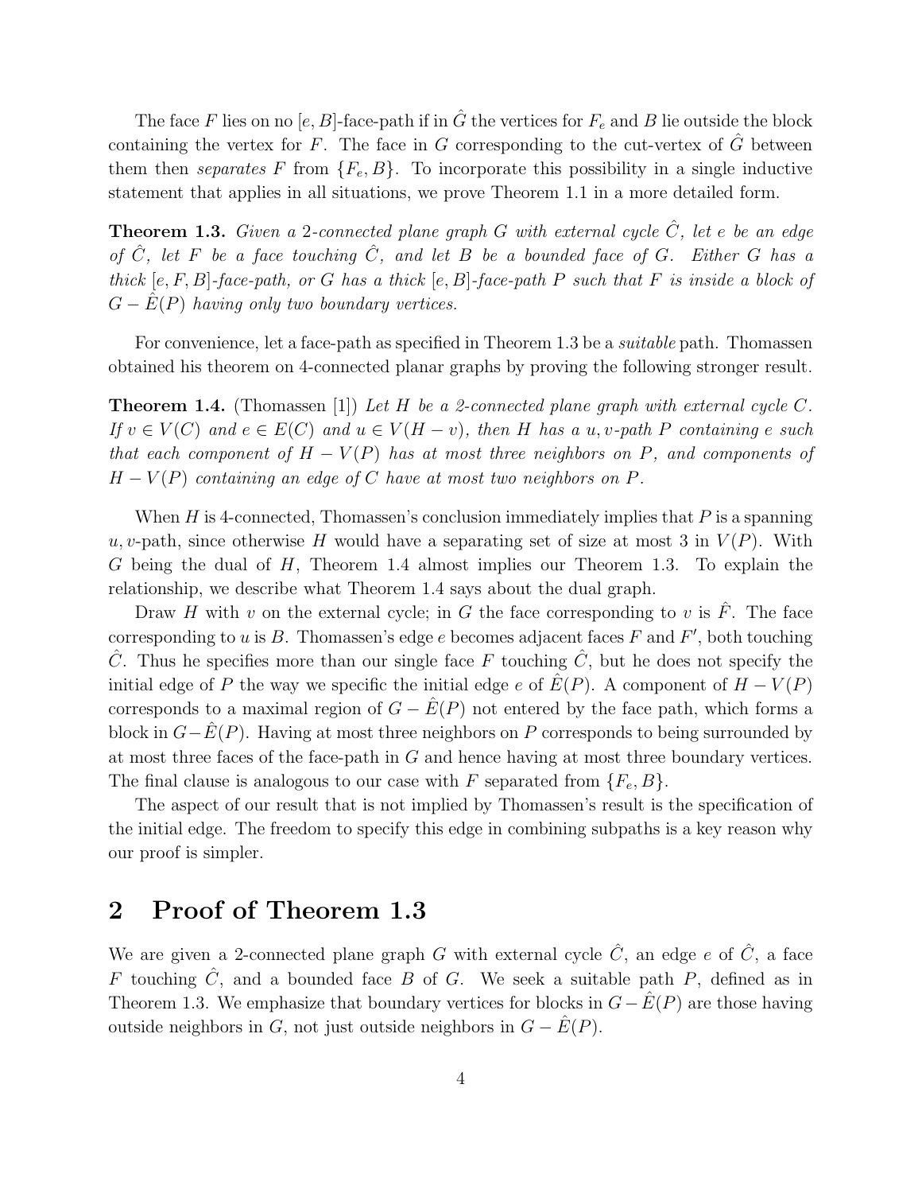The face $F$ lies on no $[e, B]$-face-path if in $\hat{G}$ the vertices for $F_e$ and $B$ lie outside the block containing the vertex for $F$. The face in $G$ corresponding to the cut-vertex of $\hat{G}$ between them then *separates* $F$ from $\{F_e, B\}$. To incorporate this possibility in a single inductive statement that applies in all situations, we prove Theorem 1.1 in a more detailed form.

**Theorem 1.3.** *Given a 2-connected plane graph $G$ with external cycle $\hat{C}$, let $e$ be an edge of $\hat{C}$, let $F$ be a face touching $\hat{C}$, and let $B$ be a bounded face of $G$. Either $G$ has a thick $[e, F, B]$-face-path, or $G$ has a thick $[e, B]$-face-path $P$ such that $F$ is inside a block of $G - \hat{E}(P)$ having only two boundary vertices.*

For convenience, let a face-path as specified in Theorem 1.3 be a *suitable* path. Thomassen obtained his theorem on 4-connected planar graphs by proving the following stronger result.

**Theorem 1.4.** (Thomassen [1]) *Let $H$ be a 2-connected plane graph with external cycle $C$. If $v \in V(C)$ and $e \in E(C)$ and $u \in V(H - v)$, then $H$ has a $u, v$-path $P$ containing $e$ such that each component of $H - V(P)$ has at most three neighbors on $P$, and components of $H - V(P)$ containing an edge of $C$ have at most two neighbors on $P$.*

When $H$ is 4-connected, Thomassen's conclusion immediately implies that $P$ is a spanning $u, v$-path, since otherwise $H$ would have a separating set of size at most 3 in $V(P)$. With $G$ being the dual of $H$, Theorem 1.4 almost implies our Theorem 1.3. To explain the relationship, we describe what Theorem 1.4 says about the dual graph.

Draw $H$ with $v$ on the external cycle; in $G$ the face corresponding to $v$ is $\hat{F}$. The face corresponding to $u$ is $B$. Thomassen's edge $e$ becomes adjacent faces $F$ and $F'$, both touching $\hat{C}$. Thus he specifies more than our single face $F$ touching $\hat{C}$, but he does not specify the initial edge of $P$ the way we specific the initial edge $e$ of $\hat{E}(P)$. A component of $H - V(P)$ corresponds to a maximal region of $G - \hat{E}(P)$ not entered by the face path, which forms a block in $G - \hat{E}(P)$. Having at most three neighbors on $P$ corresponds to being surrounded by at most three faces of the face-path in $G$ and hence having at most three boundary vertices. The final clause is analogous to our case with $F$ separated from $\{F_e, B\}$.

The aspect of our result that is not implied by Thomassen's result is the specification of the initial edge. The freedom to specify this edge in combining subpaths is a key reason why our proof is simpler.

## 2 Proof of Theorem 1.3

We are given a 2-connected plane graph $G$ with external cycle $\hat{C}$, an edge $e$ of $\hat{C}$, a face $F$ touching $\hat{C}$, and a bounded face $B$ of $G$. We seek a suitable path $P$, defined as in Theorem 1.3. We emphasize that boundary vertices for blocks in $G - \hat{E}(P)$ are those having outside neighbors in $G$, not just outside neighbors in $G - \hat{E}(P)$.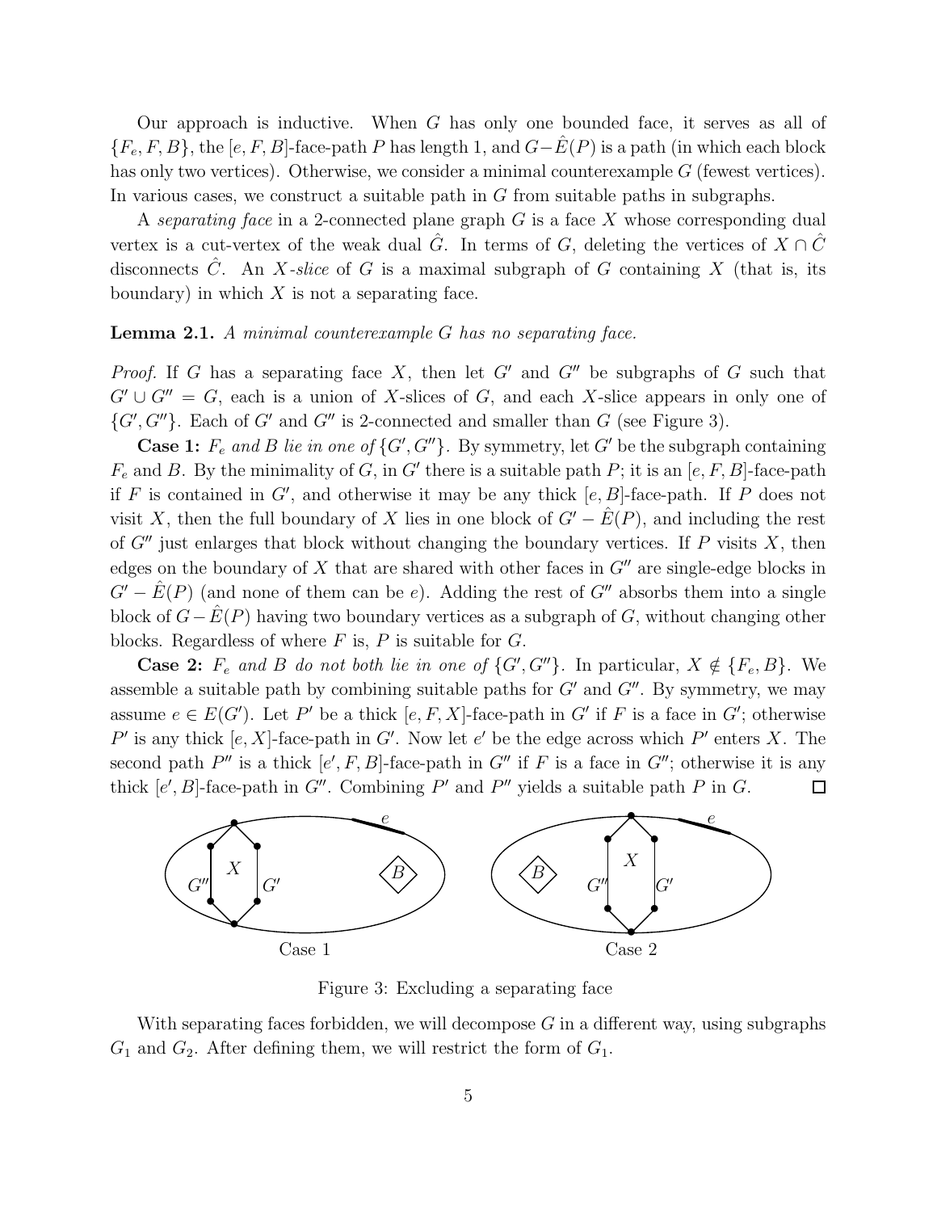Our approach is inductive. When $G$ has only one bounded face, it serves as all of $\{F_e, F, B\}$, the $[e, F, B]$-face-path $P$ has length 1, and $G - \hat{E}(P)$ is a path (in which each block has only two vertices). Otherwise, we consider a minimal counterexample $G$ (fewest vertices). In various cases, we construct a suitable path in $G$ from suitable paths in subgraphs.

A *separating face* in a 2-connected plane graph $G$ is a face $X$ whose corresponding dual vertex is a cut-vertex of the weak dual $\hat{G}$. In terms of $G$, deleting the vertices of $X \cap \hat{C}$ disconnects $\hat{C}$. An *$X$-slice* of $G$ is a maximal subgraph of $G$ containing $X$ (that is, its boundary) in which $X$ is not a separating face.

**Lemma 2.1.** *A minimal counterexample $G$ has no separating face.*

*Proof.* If $G$ has a separating face $X$, then let $G'$ and $G''$ be subgraphs of $G$ such that $G' \cup G'' = G$, each is a union of $X$-slices of $G$, and each $X$-slice appears in only one of $\{G', G''\}$. Each of $G'$ and $G''$ is 2-connected and smaller than $G$ (see Figure 3).

**Case 1:** *$F_e$ and $B$ lie in one of $\{G', G''\}$.* By symmetry, let $G'$ be the subgraph containing $F_e$ and $B$. By the minimality of $G$, in $G'$ there is a suitable path $P$; it is an $[e, F, B]$-face-path if $F$ is contained in $G'$, and otherwise it may be any thick $[e, B]$-face-path. If $P$ does not visit $X$, then the full boundary of $X$ lies in one block of $G' - \hat{E}(P)$, and including the rest of $G''$ just enlarges that block without changing the boundary vertices. If $P$ visits $X$, then edges on the boundary of $X$ that are shared with other faces in $G''$ are single-edge blocks in $G' - \hat{E}(P)$ (and none of them can be $e$). Adding the rest of $G''$ absorbs them into a single block of $G - \hat{E}(P)$ having two boundary vertices as a subgraph of $G$, without changing other blocks. Regardless of where $F$ is, $P$ is suitable for $G$.

**Case 2:** *$F_e$ and $B$ do not both lie in one of $\{G', G''\}$.* In particular, $X \notin \{F_e, B\}$. We assemble a suitable path by combining suitable paths for $G'$ and $G''$. By symmetry, we may assume $e \in E(G')$. Let $P'$ be a thick $[e, F, X]$-face-path in $G'$ if $F$ is a face in $G'$; otherwise $P'$ is any thick $[e, X]$-face-path in $G'$. Now let $e'$ be the edge across which $P'$ enters $X$. The second path $P''$ is a thick $[e', F, B]$-face-path in $G''$ if $F$ is a face in $G''$; otherwise it is any thick $[e', B]$-face-path in $G''$. Combining $P'$ and $P''$ yields a suitable path $P$ in $G$. $\square$

Figure 3: Excluding a separating face

With separating faces forbidden, we will decompose $G$ in a different way, using subgraphs $G_1$ and $G_2$. After defining them, we will restrict the form of $G_1$.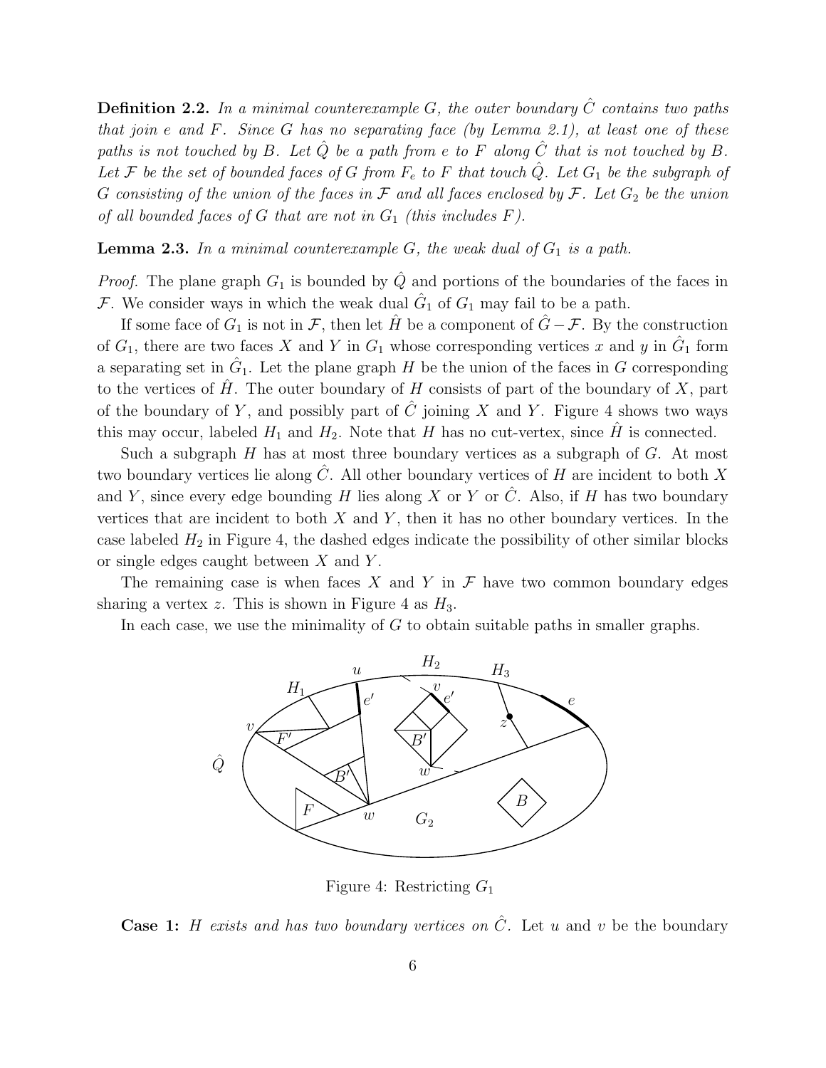**Definition 2.2.** *In a minimal counterexample $G$, the outer boundary $\hat{C}$ contains two paths that join $e$ and $F$. Since $G$ has no separating face (by Lemma 2.1), at least one of these paths is not touched by $B$. Let $\hat{Q}$ be a path from $e$ to $F$ along $\hat{C}$ that is not touched by $B$. Let $\mathcal{F}$ be the set of bounded faces of $G$ from $F_e$ to $F$ that touch $\hat{Q}$. Let $G_1$ be the subgraph of $G$ consisting of the union of the faces in $\mathcal{F}$ and all faces enclosed by $\mathcal{F}$. Let $G_2$ be the union of all bounded faces of $G$ that are not in $G_1$ (this includes $F$).*

**Lemma 2.3.** *In a minimal counterexample $G$, the weak dual of $G_1$ is a path.*

*Proof.* The plane graph $G_1$ is bounded by $\hat{Q}$ and portions of the boundaries of the faces in $\mathcal{F}$. We consider ways in which the weak dual $\hat{G}_1$ of $G_1$ may fail to be a path.

If some face of $G_1$ is not in $\mathcal{F}$, then let $\hat{H}$ be a component of $\hat{G} - \mathcal{F}$. By the construction of $G_1$, there are two faces $X$ and $Y$ in $G_1$ whose corresponding vertices $x$ and $y$ in $\hat{G}_1$ form a separating set in $\hat{G}_1$. Let the plane graph $H$ be the union of the faces in $G$ corresponding to the vertices of $\hat{H}$. The outer boundary of $H$ consists of part of the boundary of $X$, part of the boundary of $Y$, and possibly part of $\hat{C}$ joining $X$ and $Y$. Figure 4 shows two ways this may occur, labeled $H_1$ and $H_2$. Note that $H$ has no cut-vertex, since $\hat{H}$ is connected.

Such a subgraph $H$ has at most three boundary vertices as a subgraph of $G$. At most two boundary vertices lie along $\hat{C}$. All other boundary vertices of $H$ are incident to both $X$ and $Y$, since every edge bounding $H$ lies along $X$ or $Y$ or $\hat{C}$. Also, if $H$ has two boundary vertices that are incident to both $X$ and $Y$, then it has no other boundary vertices. In the case labeled $H_2$ in Figure 4, the dashed edges indicate the possibility of other similar blocks or single edges caught between $X$ and $Y$.

The remaining case is when faces $X$ and $Y$ in $\mathcal{F}$ have two common boundary edges sharing a vertex $z$. This is shown in Figure 4 as $H_3$.

In each case, we use the minimality of $G$ to obtain suitable paths in smaller graphs.

Figure 4: Restricting $G_1$

**Case 1:** *$H$ exists and has two boundary vertices on $\hat{C}$.* Let $u$ and $v$ be the boundary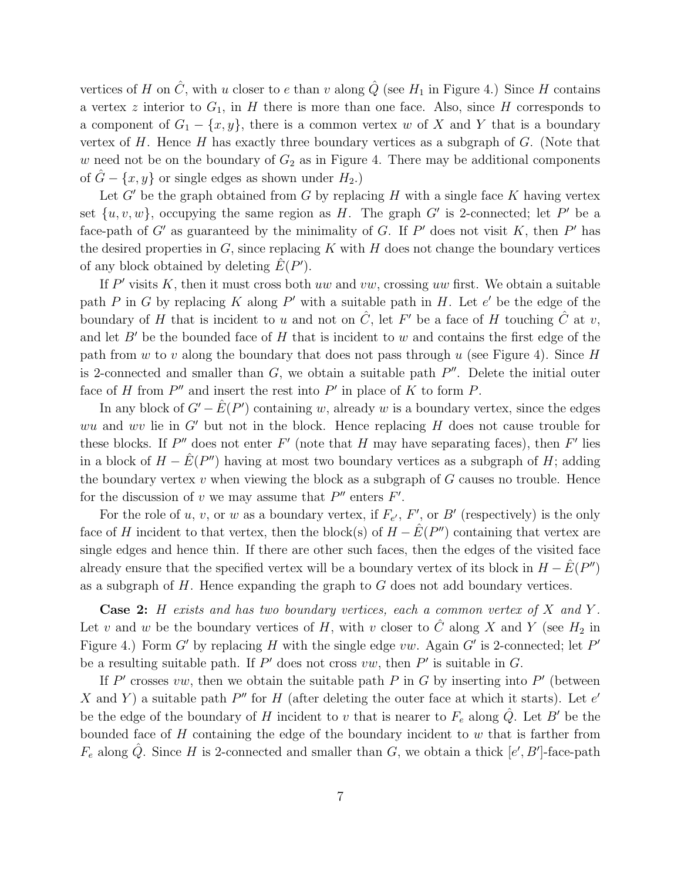vertices of $H$ on $\hat{C}$, with $u$ closer to $e$ than $v$ along $\hat{Q}$ (see $H_1$ in Figure 4.) Since $H$ contains a vertex $z$ interior to $G_1$, in $H$ there is more than one face. Also, since $H$ corresponds to a component of $G_1 - \{x, y\}$, there is a common vertex $w$ of $X$ and $Y$ that is a boundary vertex of $H$. Hence $H$ has exactly three boundary vertices as a subgraph of $G$. (Note that $w$ need not be on the boundary of $G_2$ as in Figure 4. There may be additional components of $\hat{G} - \{x, y\}$ or single edges as shown under $H_2$.)

Let $G'$ be the graph obtained from $G$ by replacing $H$ with a single face $K$ having vertex set $\{u, v, w\}$, occupying the same region as $H$. The graph $G'$ is 2-connected; let $P'$ be a face-path of $G'$ as guaranteed by the minimality of $G$. If $P'$ does not visit $K$, then $P'$ has the desired properties in $G$, since replacing $K$ with $H$ does not change the boundary vertices of any block obtained by deleting $\hat{E}(P')$.

If $P'$ visits $K$, then it must cross both $uw$ and $vw$, crossing $uw$ first. We obtain a suitable path $P$ in $G$ by replacing $K$ along $P'$ with a suitable path in $H$. Let $e'$ be the edge of the boundary of $H$ that is incident to $u$ and not on $\hat{C}$, let $F'$ be a face of $H$ touching $\hat{C}$ at $v$, and let $B'$ be the bounded face of $H$ that is incident to $w$ and contains the first edge of the path from $w$ to $v$ along the boundary that does not pass through $u$ (see Figure 4). Since $H$ is 2-connected and smaller than $G$, we obtain a suitable path $P''$. Delete the initial outer face of $H$ from $P''$ and insert the rest into $P'$ in place of $K$ to form $P$.

In any block of $G' - \hat{E}(P')$ containing $w$, already $w$ is a boundary vertex, since the edges $wu$ and $wv$ lie in $G'$ but not in the block. Hence replacing $H$ does not cause trouble for these blocks. If $P''$ does not enter $F'$ (note that $H$ may have separating faces), then $F'$ lies in a block of $H - \hat{E}(P'')$ having at most two boundary vertices as a subgraph of $H$; adding the boundary vertex $v$ when viewing the block as a subgraph of $G$ causes no trouble. Hence for the discussion of $v$ we may assume that $P''$ enters $F'$.

For the role of $u$, $v$, or $w$ as a boundary vertex, if $F_{e'}$, $F'$, or $B'$ (respectively) is the only face of $H$ incident to that vertex, then the block(s) of $H - \hat{E}(P'')$ containing that vertex are single edges and hence thin. If there are other such faces, then the edges of the visited face already ensure that the specified vertex will be a boundary vertex of its block in $H - \hat{E}(P'')$ as a subgraph of $H$. Hence expanding the graph to $G$ does not add boundary vertices.

**Case 2:** *$H$ exists and has two boundary vertices, each a common vertex of $X$ and $Y$.* Let $v$ and $w$ be the boundary vertices of $H$, with $v$ closer to $\hat{C}$ along $X$ and $Y$ (see $H_2$ in Figure 4.) Form $G'$ by replacing $H$ with the single edge $vw$. Again $G'$ is 2-connected; let $P'$ be a resulting suitable path. If $P'$ does not cross $vw$, then $P'$ is suitable in $G$.

If $P'$ crosses $vw$, then we obtain the suitable path $P$ in $G$ by inserting into $P'$ (between $X$ and $Y$) a suitable path $P''$ for $H$ (after deleting the outer face at which it starts). Let $e'$ be the edge of the boundary of $H$ incident to $v$ that is nearer to $F_e$ along $\hat{Q}$. Let $B'$ be the bounded face of $H$ containing the edge of the boundary incident to $w$ that is farther from $F_e$ along $\hat{Q}$. Since $H$ is 2-connected and smaller than $G$, we obtain a thick $[e', B']$-face-path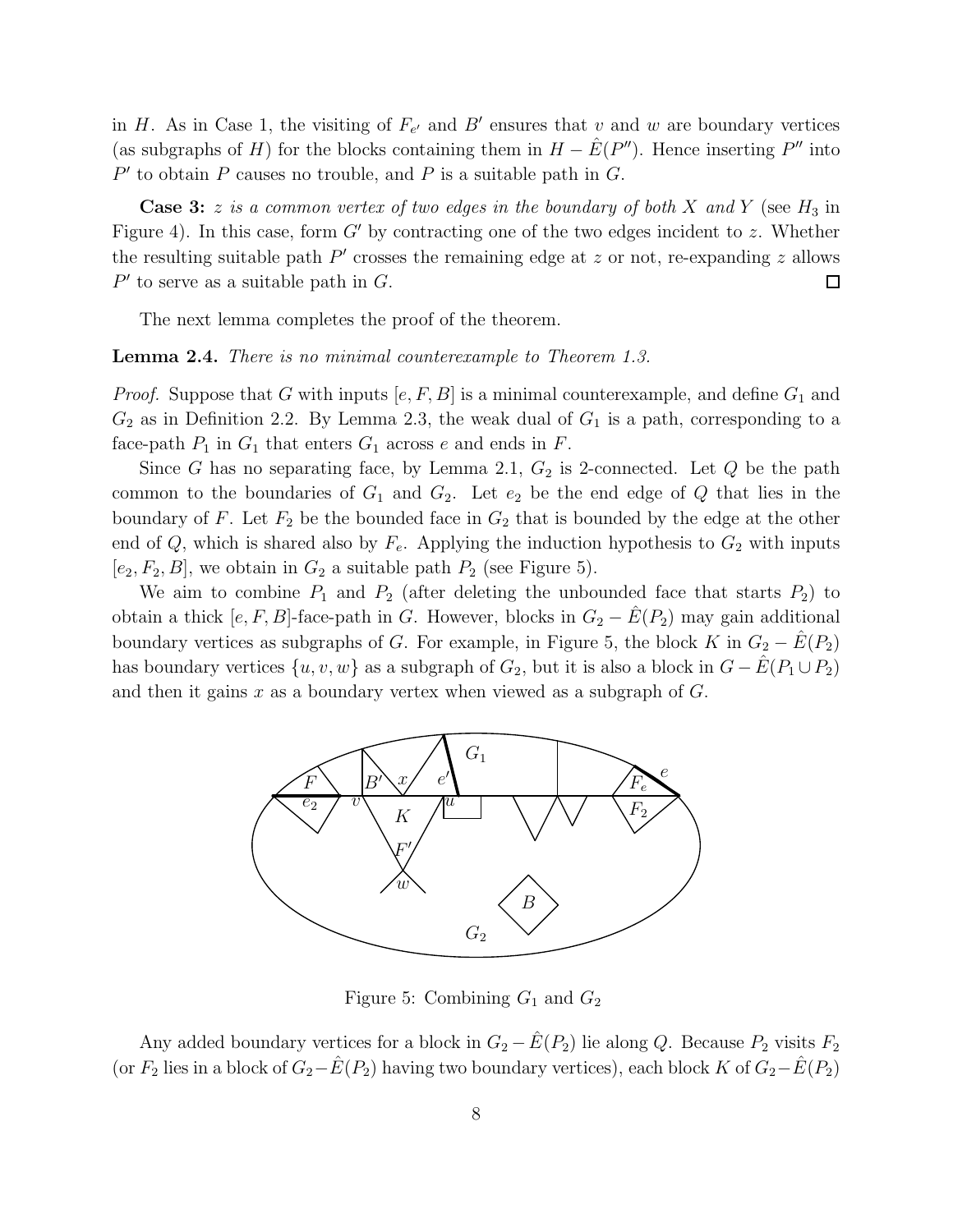in $H$. As in Case 1, the visiting of $F_{e'}$ and $B'$ ensures that $v$ and $w$ are boundary vertices (as subgraphs of $H$) for the blocks containing them in $H - \hat{E}(P'')$. Hence inserting $P''$ into $P'$ to obtain $P$ causes no trouble, and $P$ is a suitable path in $G$.

**Case 3:** *$z$ is a common vertex of two edges in the boundary of both $X$ and $Y$* (see $H_3$ in Figure 4). In this case, form $G'$ by contracting one of the two edges incident to $z$. Whether the resulting suitable path $P'$ crosses the remaining edge at $z$ or not, re-expanding $z$ allows $P'$ to serve as a suitable path in $G$. □

The next lemma completes the proof of the theorem.

**Lemma 2.4.** *There is no minimal counterexample to Theorem 1.3.*

*Proof.* Suppose that $G$ with inputs $[e, F, B]$ is a minimal counterexample, and define $G_1$ and $G_2$ as in Definition 2.2. By Lemma 2.3, the weak dual of $G_1$ is a path, corresponding to a face-path $P_1$ in $G_1$ that enters $G_1$ across $e$ and ends in $F$.

Since $G$ has no separating face, by Lemma 2.1, $G_2$ is 2-connected. Let $Q$ be the path common to the boundaries of $G_1$ and $G_2$. Let $e_2$ be the end edge of $Q$ that lies in the boundary of $F$. Let $F_2$ be the bounded face in $G_2$ that is bounded by the edge at the other end of $Q$, which is shared also by $F_e$. Applying the induction hypothesis to $G_2$ with inputs $[e_2, F_2, B]$, we obtain in $G_2$ a suitable path $P_2$ (see Figure 5).

We aim to combine $P_1$ and $P_2$ (after deleting the unbounded face that starts $P_2$) to obtain a thick $[e, F, B]$-face-path in $G$. However, blocks in $G_2 - \hat{E}(P_2)$ may gain additional boundary vertices as subgraphs of $G$. For example, in Figure 5, the block $K$ in $G_2 - \hat{E}(P_2)$ has boundary vertices $\{u, v, w\}$ as a subgraph of $G_2$, but it is also a block in $G - \hat{E}(P_1 \cup P_2)$ and then it gains $x$ as a boundary vertex when viewed as a subgraph of $G$.

Figure 5: Combining $G_1$ and $G_2$

Any added boundary vertices for a block in $G_2 - \hat{E}(P_2)$ lie along $Q$. Because $P_2$ visits $F_2$ (or $F_2$ lies in a block of $G_2 - \hat{E}(P_2)$ having two boundary vertices), each block $K$ of $G_2 - \hat{E}(P_2)$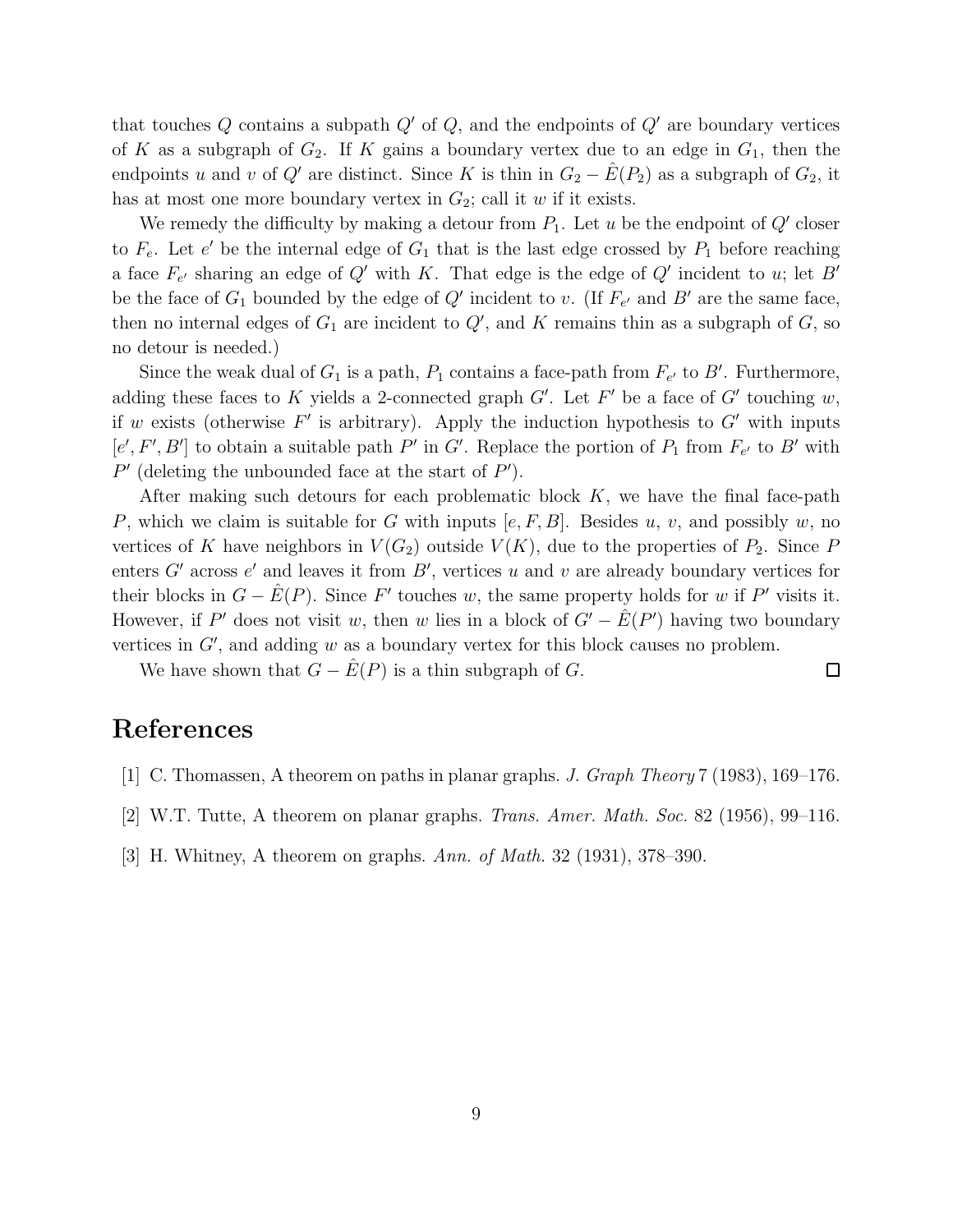that touches $Q$ contains a subpath $Q'$ of $Q$, and the endpoints of $Q'$ are boundary vertices of $K$ as a subgraph of $G_2$. If $K$ gains a boundary vertex due to an edge in $G_1$, then the endpoints $u$ and $v$ of $Q'$ are distinct. Since $K$ is thin in $G_2 - \hat{E}(P_2)$ as a subgraph of $G_2$, it has at most one more boundary vertex in $G_2$; call it $w$ if it exists.

We remedy the difficulty by making a detour from $P_1$. Let $u$ be the endpoint of $Q'$ closer to $F_e$. Let $e'$ be the internal edge of $G_1$ that is the last edge crossed by $P_1$ before reaching a face $F_{e'}$ sharing an edge of $Q'$ with $K$. That edge is the edge of $Q'$ incident to $u$; let $B'$ be the face of $G_1$ bounded by the edge of $Q'$ incident to $v$. (If $F_{e'}$ and $B'$ are the same face, then no internal edges of $G_1$ are incident to $Q'$, and $K$ remains thin as a subgraph of $G$, so no detour is needed.)

Since the weak dual of $G_1$ is a path, $P_1$ contains a face-path from $F_{e'}$ to $B'$. Furthermore, adding these faces to $K$ yields a 2-connected graph $G'$. Let $F'$ be a face of $G'$ touching $w$, if $w$ exists (otherwise $F'$ is arbitrary). Apply the induction hypothesis to $G'$ with inputs $[e', F', B']$ to obtain a suitable path $P'$ in $G'$. Replace the portion of $P_1$ from $F_{e'}$ to $B'$ with $P'$ (deleting the unbounded face at the start of $P'$).

After making such detours for each problematic block $K$, we have the final face-path $P$, which we claim is suitable for $G$ with inputs $[e, F, B]$. Besides $u$, $v$, and possibly $w$, no vertices of $K$ have neighbors in $V(G_2)$ outside $V(K)$, due to the properties of $P_2$. Since $P$ enters $G'$ across $e'$ and leaves it from $B'$, vertices $u$ and $v$ are already boundary vertices for their blocks in $G - \hat{E}(P)$. Since $F'$ touches $w$, the same property holds for $w$ if $P'$ visits it. However, if $P'$ does not visit $w$, then $w$ lies in a block of $G' - \hat{E}(P')$ having two boundary vertices in $G'$, and adding $w$ as a boundary vertex for this block causes no problem.

We have shown that $G - \hat{E}(P)$ is a thin subgraph of $G$. □

# References

[1] C. Thomassen, A theorem on paths in planar graphs. *J. Graph Theory* 7 (1983), 169–176.

[2] W.T. Tutte, A theorem on planar graphs. *Trans. Amer. Math. Soc.* 82 (1956), 99–116.

[3] H. Whitney, A theorem on graphs. *Ann. of Math.* 32 (1931), 378–390.